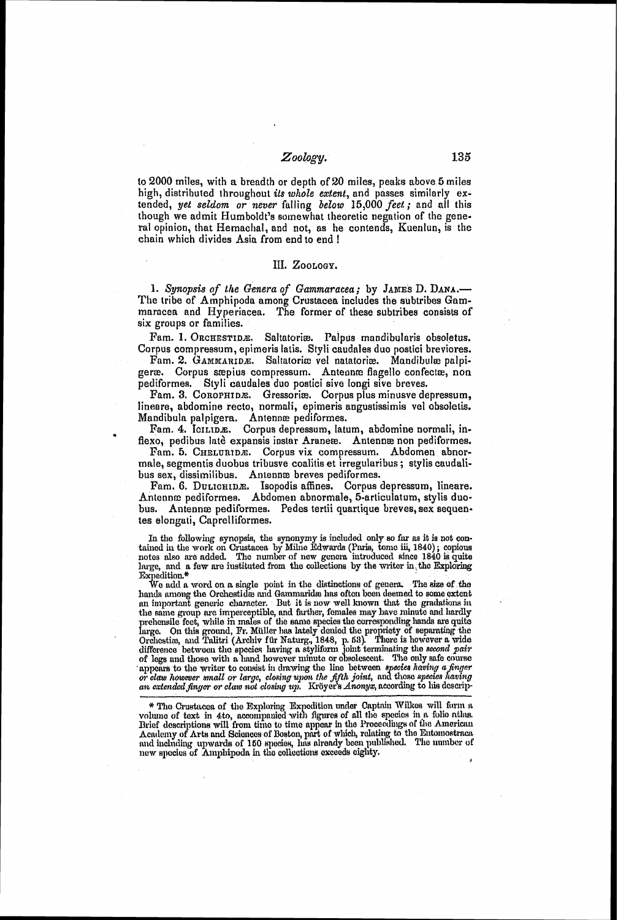to 2000 miles, with a breadth or depth of 20 miles, peaks above 5 miles high, distributed throughout *its whole extent*, and passes similarly extended, *yet seldom or never* falling *below* 15,000 *feet*; and all this though we admit Humboldt's somewhat theoretic negation of the general opinion, that Hemachal, and not, as he contends, Kuenlun, is the chain which divides Asia from end to end!

## III. Zoology.

1. *Synopsis of the Genera of Gammaracea*; by James D. Dana.—The tribe of Amphipoda among Crustacea includes the subtribes Gammaracea and Hyperiacea. The former of these subtribes consists of six groups or families.

Fam. 1. Orchestidæ. Saltatoriæ. Palpus mandibularis obsoletus. Corpus compressum, epimeris latis. Styli caudales duo postici breviores.

Fam. 2. Gammaridæ. Saltatoriæ vel natatoriæ. Mandibulæ palpigeræ. Corpus sæpius compressum. Antennæ flagello confectæ, non pediformes. Styli caudales duo postici sive longi sive breves.

Fam. 3. Corophidæ. Gressoriæ. Corpus plus minusve depressum, lineare, abdomine recto, normali, epimeris angustissimis vel obsoletis. Mandibula palpigera. Antennæ pediformes.

Fam. 4. Icilidæ. Corpus depressum, latum, abdomine normali, inflexo, pedibus latè expansis instar Araneæ. Antennæ non pediformes.

Fam. 5. Cheluridæ. Corpus vix compressum. Abdomen abnormale, segmentis duobus tribusve coalitis et irregularibus; stylis caudalibus sex, dissimilibus. Antennæ breves pediformes.

Fam. 6. Dulichidæ. Isopodis affines. Corpus depressum, lineare. Antennæ pediformes. Abdomen abnormale, 5-articulatum, stylis duobus. Antennæ pediformes. Pedes tertii quartique breves, sex sequentes elongati, Caprelliformes.

In the following synopsis, the synonymy is included only so far as it is not contained in the work on Crustacea by Milne Edwards (Paris, tome iii, 1840); copious notes also are added. The number of new genera introduced since 1840 is quite large, and a few are instituted from the collections by the writer in the Exploring Expedition.*

We add a word on a single point in the distinctions of genera. The size of the hands among the Orchestidæ and Gammaridæ has often been deemed to some extent an important generic character. But it is now well known that the gradations in the same group are imperceptible, and farther, females may have minute and hardly prehensile feet, while in males of the same species the corresponding hands are quite large. On this ground, Fr. Müller has lately denied the propriety of separating the Orchestiæ, and Talitri (Archiv für Naturg., 1848, p. 53). There is however a wide difference between the species having a styliform joint terminating the *second pair* of legs and those with a hand however minute or obsolescent. The only safe course appears to the writer to consist in drawing the line between *species having a finger or claw however small or large, closing upon the fifth joint*, and those *species having an extended finger or claw not closing up.* Kröyer's *Anonyx*, according to his descrip-

* The Crustacea of the Exploring Expedition under Captain Wilkes will form a volume of text in 4to, accompanied with figures of all the species in a folio atlas. Brief descriptions will from time to time appear in the Proceedings of the American Academy of Arts and Sciences of Boston, part of which, relating to the Entomostraca and including upwards of 150 species, has already been published. The number of new species of Amphipoda in the collections exceeds eighty.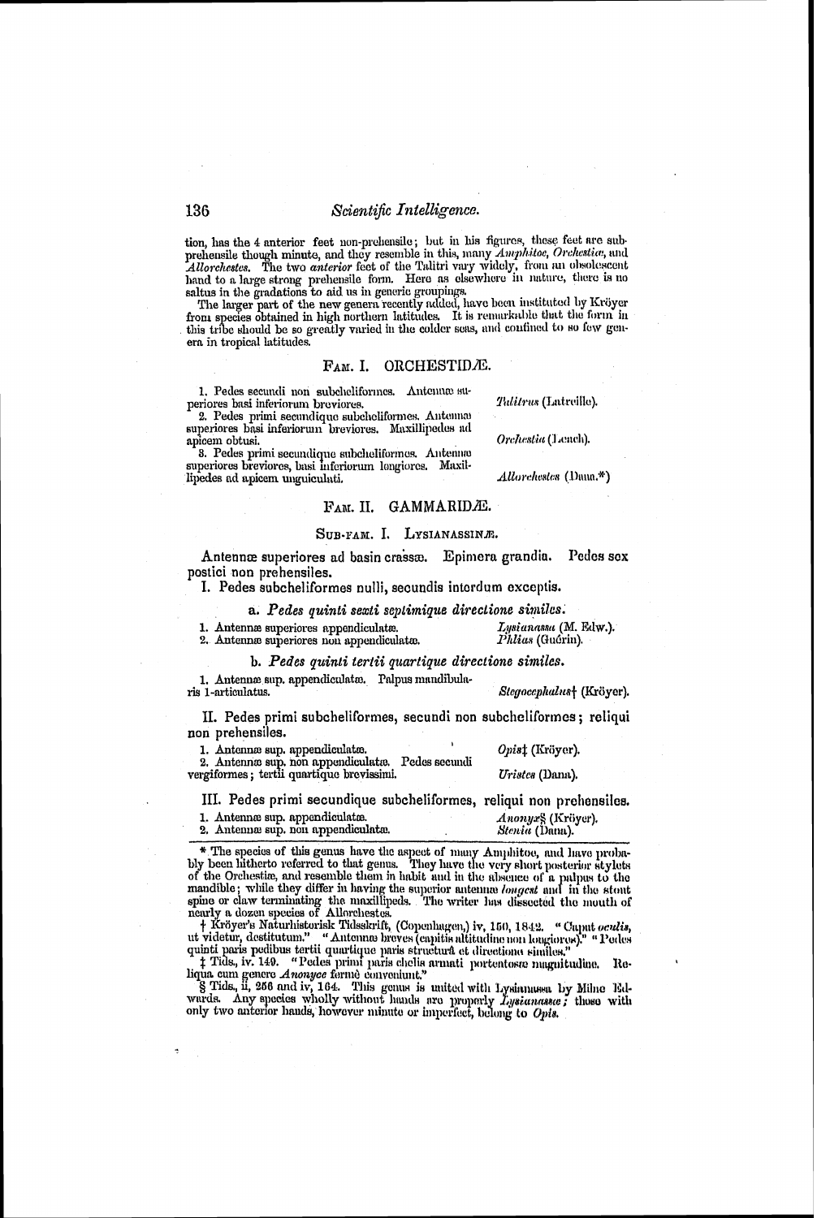tion, has the 4 anterior feet non-prehensile; but in his figures, these feet are subprehensile though minute, and they resemble in this, many *Amphitoe*, *Orchestia*, and *Allorchestes*. The two *anterior* feet of the Talitri vary widely, from an obsolescent hand to a large strong prehensile form. Here as elsewhere in nature, there is no saltus in the gradations to aid us in generic groupings.

The larger part of the new genera recently added, have been instituted by Kröyer from species obtained in high northern latitudes. It is remarkable that the form in this tribe should be so greatly varied in the colder seas, and confined to so few genera in tropical latitudes.

## Fam. I. ORCHESTIDÆ.

1. Pedes secundi non subcheliformes. Antennæ superiores basi inferiorum breviores. — *Talitrus* (Latreille).

2. Pedes primi secundique subcheliformes. Antennæ superiores basi inferiorum breviores. Maxillipedes ad apicem obtusi. — *Orchestia* (Leach).

3. Pedes primi secundique subcheliformes. Antennæ superiores breviores, basi inferiorum longiores. Maxillipedes ad apicem unguiculati. — *Allorchestes* (Dana.*)

## Fam. II. GAMMARIDÆ.

### Sub-fam. I. Lysianassinæ.

Antennæ superiores ad basin crassæ. Epimera grandia. Pedes sex postici non prehensiles.

I. Pedes subcheliformes nulli, secundis interdum exceptis.

a. *Pedes quinti sexti septimique directione similes.*

1. Antennæ superiores appendiculatæ. — *Lysianassa* (M. Edw.).
2. Antennæ superiores non appendiculatæ. — *Phlias* (Guérin).

b. *Pedes quinti tertii quartique directione similes.*

1. Antennæ sup. appendiculatæ. Palpus mandibularis 1-articulatus. — *Stegocephalus*† (Kröyer).

II. Pedes primi subcheliformes, secundi non subcheliformes; reliqui non prehensiles.

1. Antennæ sup. appendiculatæ. — *Opis*‡ (Kröyer).
2. Antennæ sup. non appendiculatæ. Pedes secundi vergiformes; tertii quartique brevissimi. — *Uristes* (Dana).

III. Pedes primi secundique subcheliformes, reliqui non prehensiles.

1. Antennæ sup. appendiculatæ. — *Anonyx*§ (Kröyer).
2. Antennæ sup. non appendiculatæ. — *Stenia* (Dana).

---

\* The species of this genus have the aspect of many Amphitoe, and have probably been hitherto referred to that genus. They have the very short posterior stylets of the Orchestiæ, and resemble them in habit and in the absence of a palpus to the mandible; while they differ in having the superior antennæ *longest* and in the stout spine or claw terminating the maxillipeds. The writer has dissected the mouth of nearly a dozen species of Allorchestes.

† Kröyer's Naturhistorisk Tidsskrift, (Copenhagen,) iv, 150, 1842. "Caput *oculis*, ut videtur, destitutum." "Antennæ breves (capitis altitudine non longiores)." "Pedes quinti paris pedibus tertii quartique paris structurâ et directione similes."

‡ Tids., iv. 149. "Pedes primi paris chelis armati portentosæ magnitudine. Reliqua cum genere *Anonyce* fermè conveniunt."

§ Tids., ii, 256 and iv, 164. This genus is united with Lysianassa by Milne Edwards. Any species wholly without hands are properly *Lysianassæ*; those with only two anterior hands, however minute or imperfect, belong to *Opis*.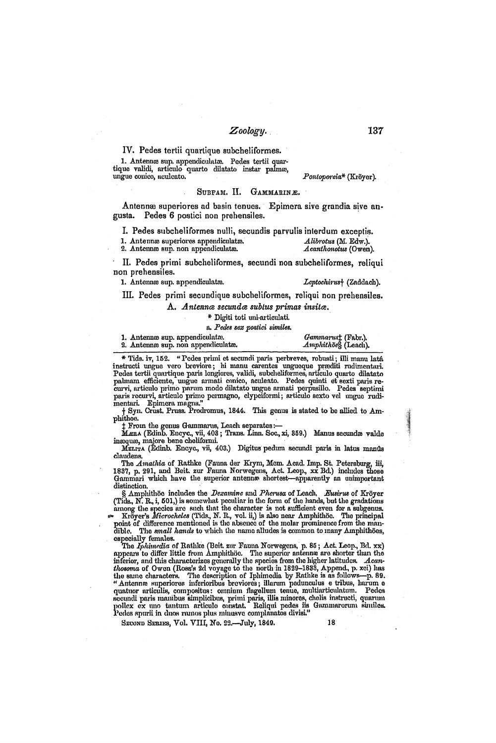IV. Pedes tertii quartique subcheliformes.

1. Antennæ sup. appendiculatæ. Pedes tertii quartique validi, articulo quarto dilatato instar palmæ, ungue conico, aculeato. *Pontoporeia*\* (Kröyer).

## Subfam. II. Gammarinæ.

Antennæ superiores ad basin tenues. Epimera sive grandia sive angusta. Pedes 6 postici non prehensiles.

I. Pedes subcheliformes nulli, secundis parvulis interdum exceptis.

1. Antennæ superiores appendiculatæ. *Alibrotus* (M. Edw.).
2. Antennæ sup. non appendiculatæ. *Acanthonotus* (Owen).

II. Pedes primi subcheliformes, secundi non subcheliformes, reliqui non prehensiles.

1. Antennæ sup. appendiculatæ. *Leptochirus*† (Zaddach).

III. Pedes primi secundique subcheliformes, reliqui non prehensiles.

A. *Antennæ secundæ subtus primas insitæ.*

\* Digiti toti uni-articulati.

a. *Pedes sex postici similes.*

1. Antennæ sup. appendiculatæ. *Gammarus*‡ (Fabr.).
2. Antennæ sup. non appendiculatæ. *Amphithöe*§ (Leach).

---

\* Tids. iv, 152. "Pedes primi et secundi paris perbreves, robusti; illi manu latâ instructi ungue vero breviore; hi manu carentes ungueque præditi rudimentari. Pedes tertii quartique paris longiores, validi, subcheliformes, articulo quarto dilatato palmam efficiente, ungue armati conico, aculeato. Pedes quinti et sexti paris recurvi, articulo primo parum modo dilatato ungue armati perpusillo. Pedes septimi paris recurvi, articulo primo permagno, clypeiformi; articulo sexto vel ungue rudimentari. Epimera magna."

† Syn. Crust. Pruss. Prodromus, 1844. This genus is stated to be allied to Amphithoe.

‡ From the genus Gammarus, Leach separates:—

Mæra (Edinb. Encyc., vii, 403; Trans. Linn. Soc., xi, 359.) Manus secundæ valde inæquæ, majore bene cheliformi.

Melita (Edinb. Encyc., vii, 403.) Digitus pedum secundi paris in latus manûs claudens.

The *Amathia* of Rathke (Fauna der Krym, Mem. Acad. Imp. St. Petersburg, iii, 1837, p. 291, and Beit. zur Fauna Norwegens, Act. Leop., xx Bd.) includes those Gammari which have the superior antennæ shortest—apparently an unimportant distinction.

§ Amphithöe includes the *Dexamine* and *Pherusa* of Leach. *Eusirus* of Kröyer (Tids., N. R., i, 501,) is somewhat peculiar in the form of the hands, but the gradations among the species are such that the character is not sufficient even for a subgenus. Kröyer's *Microcheles* (Tids., N. R., vol. ii,) is also near Amphithöe. The principal point of difference mentioned is the absence of the molar prominence from the mandible. The *small hands* to which the name alludes is common to many Amphithöes, especially females.

The *Iphimedia* of Rathke (Beit. zur Fauna Norwegens, p. 85; Act. Leop., Bd. xx) appears to differ little from Amphithöe. The superior antennæ are shorter than the inferior, and this characterizes generally the species from the higher latitudes. *Acanthosoma* of Owen (Ross's 2d voyage to the north in 1829–1833, Append., p. xci) has the same characters. The description of Iphimedia by Rathke is as follows—p. 89. "Antennæ superiores inferioribus breviores; illarum pedunculus e tribus, harum e quatuor articulis, compositus: omnium flagellum tenue, multiarticulatum. Pedes secundi paris manibus simplicibus, primi paris, illis minores, chelis instructi, quarum pollex ex uno tantum articulo constat. Reliqui pedes iis Gammarorum similes. Pedes spurii in duos ramos plus minusve complanatos divisi."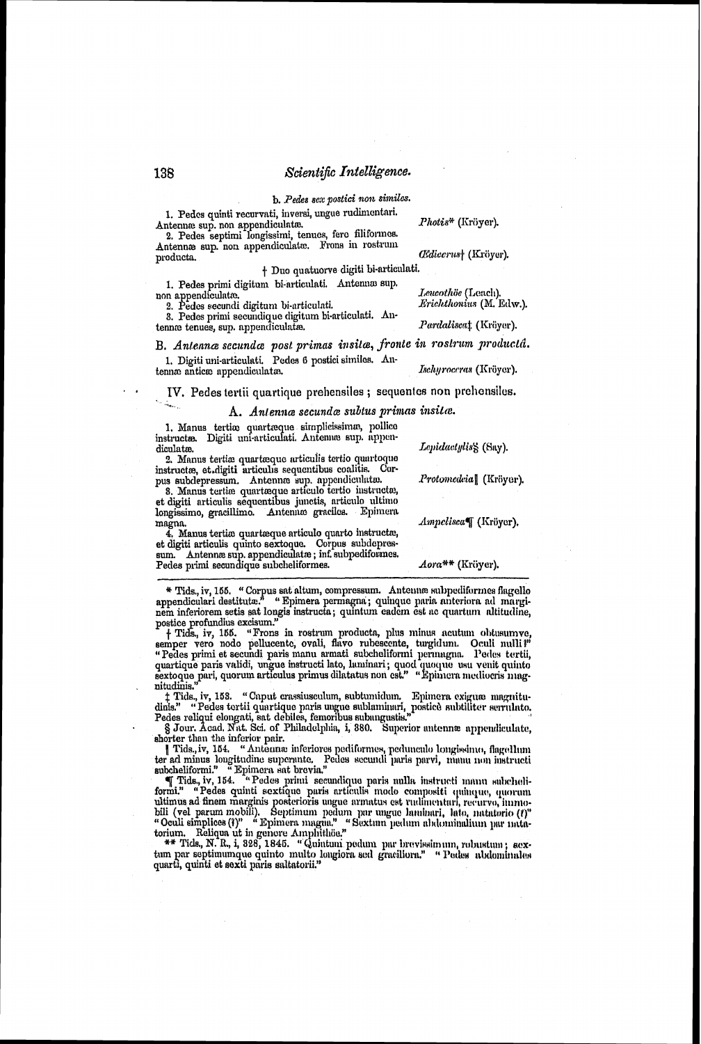b. *Pedes sex postici non similes.*

1. Pedes quinti recurvati, inversi, ungue rudimentari. Antennæ sup. non appendiculatæ. — *Photis** (Kröyer).

2. Pedes septimi longissimi, tenues, fere filiformes. Antennæ sup. non appendiculatæ. Frons in rostrum producta. — *Œdicerus*† (Kröyer).

† Duo quatuorve digiti bi-articulati.

1. Pedes primi digitum bi-articulati. Antennæ sup. non appendiculatæ. — *Leucothöe* (Leach).

2. Pedes secundi digitum bi-articulati. — *Erichthonius* (M. Edw.).

3. Pedes primi secundique digitum bi-articulati. Antennæ tenues, sup. appendiculatæ. — *Pardalisca*‡ (Kröyer).

B. *Antennæ secundæ post primas insitæ, fronte in rostrum productâ.*

1. Digiti uni-articulati. Pedes 6 postici similes. Antennæ anticæ appendiculatæ. — *Ischyrocerus* (Kröyer).

IV. Pedes tertii quartique prehensiles; sequentes non prehensiles.

A. *Antennæ secundæ subtus primas insitæ.*

1. Manus tertiæ quartæque simplicissimæ, pollice instructæ. Digiti uni-articulati. Antennæ sup. appendiculatæ. — *Lepidactylis*§ (Say).

2. Manus tertiæ quartæque articulis tertio quartoque instructæ, et digiti articulis sequentibus coalitis. Corpus subdepressum. Antennæ sup. appendiculatæ. — *Protomedeia*‖ (Kröyer).

3. Manus tertiæ quartæque articulo tertio instructæ, et digiti articulis sequentibus junctis, articulo ultimo longissimo, gracillimo. Antennæ graciles. Epimera magna. — *Ampelisca*¶ (Kröyer).

4. Manus tertiæ quartæque articulo quarto instructæ, et digiti articulis quinto sextoque. Corpus subdepressum. Antennæ sup. appendiculatæ; inf. subpediformes. Pedes primi secundique subcheliformes. — *Aora*** (Kröyer).

---

* Tids., iv, 155. "Corpus sat altum, compressum. Antennæ subpediformes flagello appendiculari destitutæ." "Epimera permagna; quinque paria anteriora ad marginem inferiorem setis sat longis instructa; quintum eadem est ac quartum altitudine, postice profundius excisum."

† Tids., iv, 155. "Frons in rostrum producta, plus minus acutum obtusumve, semper vero nodo pellucente, ovali, flavo rubescente, turgidum. Oculi nulli?" "Pedes primi et secundi paris manu armati subcheliformi permagna. Pedes tertii, quartique paris validi, ungue instructi lato, laminari; quod quoque usu venit quinto sextoque pari, quorum articulus primus dilatatus non est." "Epimera mediocris magnitudinis."

‡ Tids., iv, 158. "Caput crassiusculum, subtumidum. Epimera exiguæ magnitudinis." "Pedes tertii quartique paris ungue sublaminari, posticè subtiliter serrulato. Pedes reliqui elongati, sat debiles, femoribus subangustis."

§ Jour. Acad. Nat. Sci. of Philadelphia, i, 380. Superior antennæ appendiculate, shorter than the inferior pair.

‖ Tids., iv, 154. "Antennæ inferiores pediformes, pedunculo longissimo, flagellum ter ad minus longitudine superante. Pedes secundi paris parvi, manu non instructi subcheliformi." "Epimera sat brevia."

¶ Tids., iv, 154. "Pedes primi secundique paris nulla instructi manu subcheliformi." "Pedes quinti sextique paris articulis modo compositi quinque, quorum ultimus ad finem marginis posterioris ungue armatus est rudimentari, recurvo, immobili (vel parum mobili). Septimum pedum par ungue laminari, lato, natatorio (?)" "Oculi simplices (?)" "Epimera magna." "Sextum pedum abdominalium par natatorium. Reliqua ut in genere Amphithöe."

** Tids., N. R., i, 328, 1845. "Quintum pedum par brevissimum, robustum; sextum par septimumque quinto multo longiora sed graciliora." "Pedes abdominales quarti, quinti et sexti paris saltatorii."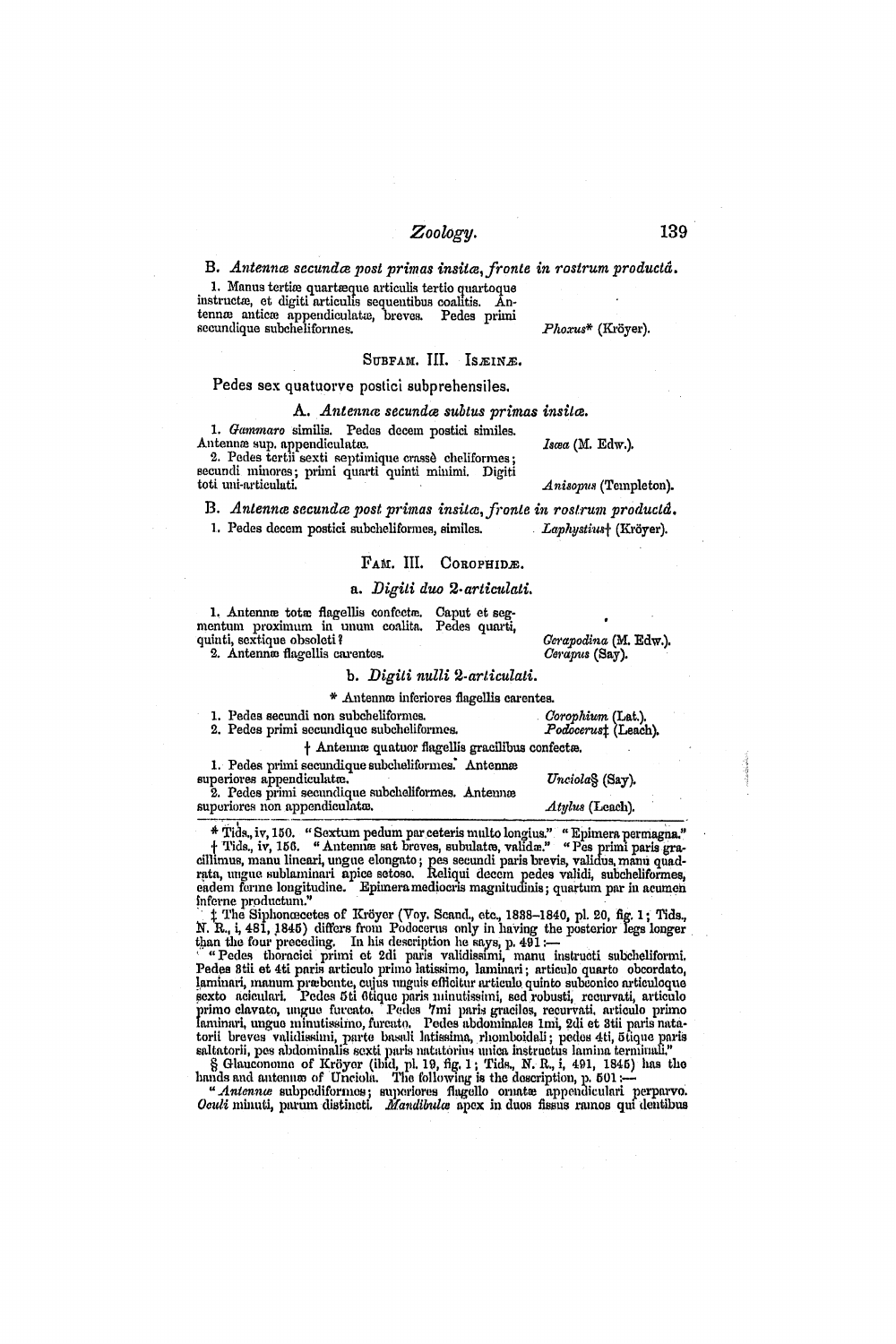**B.** *Antennæ secundæ post primas insitæ, fronte in rostrum productâ.*

1. Manus tertiæ quartæque articulis tertio quartoque instructæ, et digiti articulis sequentibus coalitis. Antennæ anticæ appendiculatæ, breves. Pedes primi secundique subcheliformes. — *Phoxus** (Kröyer).

### SUBFAM. III. ISÆINÆ.

Pedes sex quatuorve postici subprehensiles.

**A.** *Antennæ secundæ subtus primas insitæ.*

1. *Gammaro* similis. Pedes decem postici similes. Antennæ sup. appendiculatæ. — *Isæa* (M. Edw.).
2. Pedes tertii sexti septimique crassè cheliformes; secundi minores; primi quarti quinti minimi. Digiti toti uni-articulati. — *Anisopus* (Templeton).

**B.** *Antennæ secundæ post primas insitæ, fronte in rostrum productâ.*

1. Pedes decem postici subcheliformes, similes. — *Laphystius*† (Kröyer).

### FAM. III. COROPHIDÆ.

**a.** *Digiti duo 2-articulati.*

1. Antennæ totæ flagellis confectæ. Caput et segmentum proximum in unum coalita. Pedes quarti, quinti, sextique obsoleti? — *Cerapodina* (M. Edw.).
2. Antennæ flagellis carentes. — *Cerapus* (Say).

**b.** *Digiti nulli 2-articulati.*

\* Antennæ inferiores flagellis carentes.

1. Pedes secundi non subcheliformes. — *Corophium* (Lat.).
2. Pedes primi secundique subcheliformes. — *Podocerus*‡ (Leach).

† Antennæ quatuor flagellis gracilibus confectæ.

1. Pedes primi secundique subcheliformes. Antennæ superiores appendiculatæ. — *Unciola*§ (Say).
2. Pedes primi secundique subcheliformes. Antennæ superiores non appendiculatæ. — *Atylus* (Leach).

---

\* Tids., iv, 150. "Sextum pedum par ceteris multo longius." "Epimera permagna."

† Tids., iv, 156. "Antennæ sat breves, subulatæ, validæ." "Pes primi paris gracillimus, manu lineari, ungue elongato; pes secundi paris brevis, validus, manu quadrata, ungue sublaminari apice setoso. Reliqui decem pedes validi, subcheliformes, eadem ferme longitudine. Epimera mediocris magnitudinis; quartum par in acumen inferne productum."

‡ The Siphonœcetes of Kröyer (Voy. Scand., etc., 1838–1840, pl. 20, fig. 1; Tids., N. R., i, 481, 1845) differs from Podocerus only in having the posterior legs longer than the four preceding. In his description he says, p. 491:—

"Pedes thoracici primi et 2di paris validissimi, manu instructi subcheliformi. Pedes 3tii et 4ti paris articulo primo latissimo, laminari; articulo quarto obcordato, laminari, manum præbente, cujus unguis efficitur articulo quinto subconico articuloque sexto aciculari. Pedes 5ti 6tique paris minutissimi, sed robusti, recurvati, articulo primo clavato, ungue furcato. Pedes 7mi paris graciles, recurvati, articulo primo laminari, ungue minutissimo, furcato. Pedes abdominales 1mi, 2di et 3tii paris natatorii breves validissimi, parte basali latissima, rhomboidali; pedes 4ti, 5tique paris saltatorii, pes abdominalis sexti paris natatorius unica instructus lamina terminali."

§ Glauconome of Kröyer (ibid, pl. 19, fig. 1; Tids., N. R., i, 491, 1845) has the hands and antennæ of Unciola. The following is the description, p. 501:—

"*Antennæ* subpediformes; superiores flagello ornatæ appendiculari perparvo. *Oculi* minuti, parum distincti. *Mandibulæ* apex in duos fissus ramos qui dentibus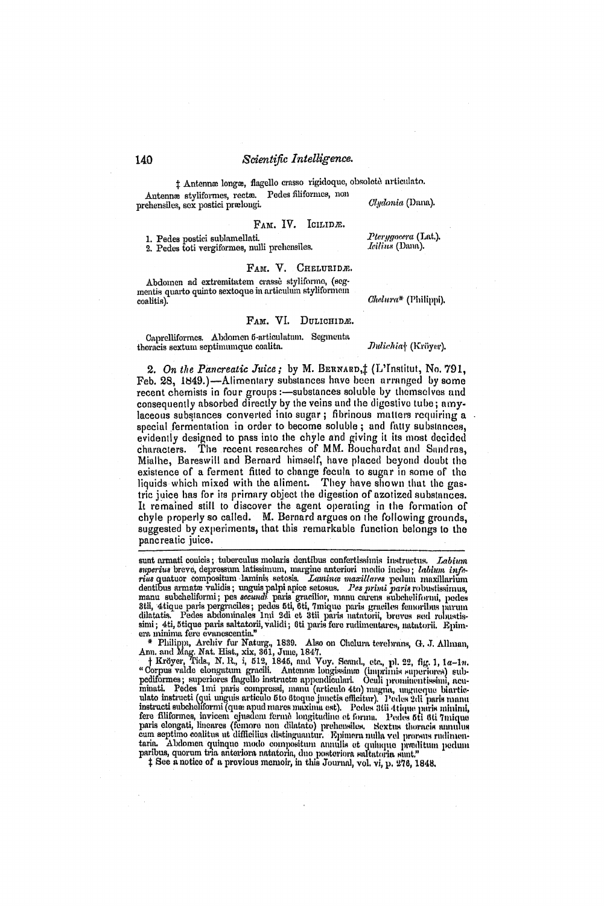‡ Antennæ longæ, flagello crasso rigidoque, obsoletè articulato.

Antennæ styliformes, rectæ. Pedes filiformes, non prehensiles, sex postici prælongi. *Clydonia* (Dana).

### Fam. IV. Icilidæ.

1. Pedes postici sublamellati. *Pterygocera* (Lat.).
2. Pedes toti vergiformes, nulli prehensiles. *Icilius* (Dana).

### Fam. V. Cheluridæ.

Abdomen ad extremitatem crassè styliforme, (segmentis quarto quinto sextoque in articulum styliformem coalitis). *Chelura** (Philippi).

### Fam. VI. Dulichidæ.

Caprelliformes. Abdomen 6-articulatum. Segmenta thoracis sextum septimumque coalita. *Dulichia*† (Kröyer).

2. *On the Pancreatic Juice;* by M. Bernard,‡ (L'Institut, No. 791, Feb. 28, 1849.)—Alimentary substances have been arranged by some recent chemists in four groups:—substances soluble by themselves and consequently absorbed directly by the veins and the digestive tube; amylaceous substances converted into sugar; fibrinous matters requiring a special fermentation in order to become soluble; and fatty substances, evidently designed to pass into the chyle and giving it its most decided characters. The recent researches of MM. Bouchardat and Sandras, Mialhe, Bareswill and Bernard himself, have placed beyond doubt the existence of a ferment fitted to change fecula to sugar in some of the liquids which mixed with the aliment. They have shown that the gastric juice has for its primary object the digestion of azotized substances. It remained still to discover the agent operating in the formation of chyle properly so called. M. Bernard argues on the following grounds, suggested by experiments, that this remarkable function belongs to the pancreatic juice.

---

sunt armati conicis; tuberculus molaris dentibus confertissimis instructus. *Labium superius* breve, depressum latissimum, margine anteriori medio inciso; *labium inferius* quatuor compositum laminis setosis. *Laminæ maxillares* pedum maxillarium dentibus armatæ validis; unguis palpi apice setosus. *Pes primi paris* robustissimus, manu subcheliformi; pes *secundi* paris gracilior, manu carens subcheliformi, pedes 3tii, 4tique paris pergraciles; pedes 5ti, 6ti, 7mique paris graciles femoribus parum dilatatis. Pedes abdominales 1mi 2di et 3tii paris natatorii, breves sed robustissimi; 4ti, 5tique paris saltatorii, validi; 6ti paris fere rudimentares, natatorii. Epimera minima fere evanescentia."

\* Philippi, Archiv fur Naturg., 1839. Also on Chelura terebrans, G. J. Allman, Ann. and Mag. Nat. Hist., xix, 361, June, 1847.

† Kröyer, Tids., N. R., i, 512, 1845, and Voy. Scand., etc., pl. 22, fig. 1, 1a–1n. "Corpus valde elongatum gracili. Antennæ longissimæ (imprimis superiores) subpediformes; superiores flagello instructæ appendiculari. Oculi prominentissimi, acuminati. Pedes 1mi paris compressi, manu (articulo 4to) magna, ungueque biarticulato instructi (qui unguis articulo 5to 6toque junctis efficitur). Pedes 2di paris manu instructi subcheliformi (quæ apud mares maxima est). Pedes 3tii 4tique paris minimi, fere filiformes, invicem ejusdem fermè longitudine et forma. Pedes 5ti 6ti 7mique paris elongati, lineares (femore non dilatato) prehensiles. Sextus thoracis annulus cum septimo coalitus ut difficilius distinguantur. Epimera nulla vel prorsus rudimentaria. Abdomen quinque modo compositum annulis et quinque præditum pedum paribus, quorum tria anteriora natatoria, duo posteriora saltatoria sunt."

‡ See a notice of a previous memoir, in this Journal, vol. vi, p. 276, 1848.